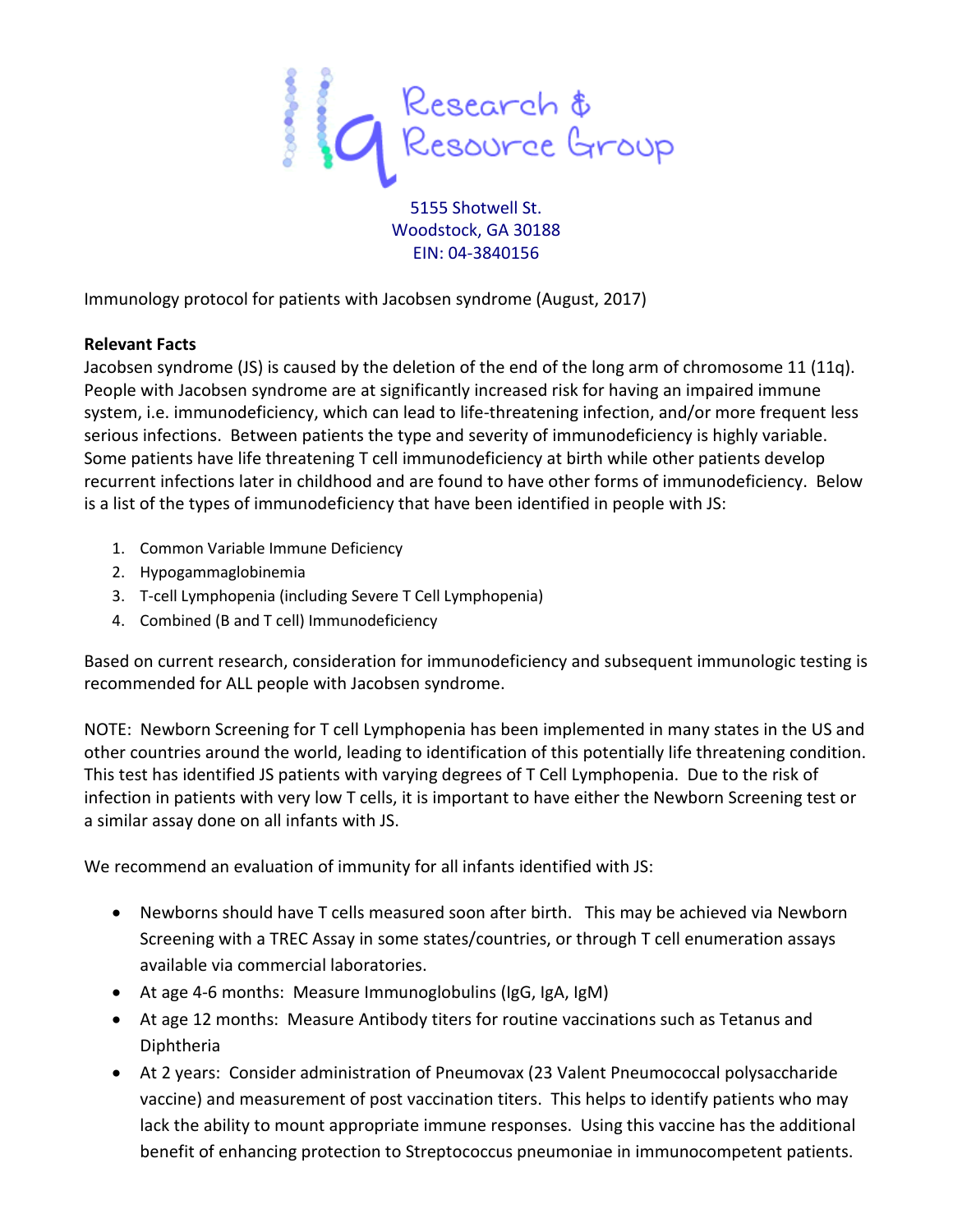11q Research & Resource Group

5155 Shotwell St.
Woodstock, GA 30188
EIN: 04-3840156

Immunology protocol for patients with Jacobsen syndrome (August, 2017)

**Relevant Facts**

Jacobsen syndrome (JS) is caused by the deletion of the end of the long arm of chromosome 11 (11q). People with Jacobsen syndrome are at significantly increased risk for having an impaired immune system, i.e. immunodeficiency, which can lead to life-threatening infection, and/or more frequent less serious infections. Between patients the type and severity of immunodeficiency is highly variable. Some patients have life threatening T cell immunodeficiency at birth while other patients develop recurrent infections later in childhood and are found to have other forms of immunodeficiency. Below is a list of the types of immunodeficiency that have been identified in people with JS:

1. Common Variable Immune Deficiency
2. Hypogammaglobinemia
3. T-cell Lymphopenia (including Severe T Cell Lymphopenia)
4. Combined (B and T cell) Immunodeficiency

Based on current research, consideration for immunodeficiency and subsequent immunologic testing is recommended for ALL people with Jacobsen syndrome.

NOTE: Newborn Screening for T cell Lymphopenia has been implemented in many states in the US and other countries around the world, leading to identification of this potentially life threatening condition. This test has identified JS patients with varying degrees of T Cell Lymphopenia. Due to the risk of infection in patients with very low T cells, it is important to have either the Newborn Screening test or a similar assay done on all infants with JS.

We recommend an evaluation of immunity for all infants identified with JS:

- Newborns should have T cells measured soon after birth. This may be achieved via Newborn Screening with a TREC Assay in some states/countries, or through T cell enumeration assays available via commercial laboratories.
- At age 4-6 months: Measure Immunoglobulins (IgG, IgA, IgM)
- At age 12 months: Measure Antibody titers for routine vaccinations such as Tetanus and Diphtheria
- At 2 years: Consider administration of Pneumovax (23 Valent Pneumococcal polysaccharide vaccine) and measurement of post vaccination titers. This helps to identify patients who may lack the ability to mount appropriate immune responses. Using this vaccine has the additional benefit of enhancing protection to Streptococcus pneumoniae in immunocompetent patients.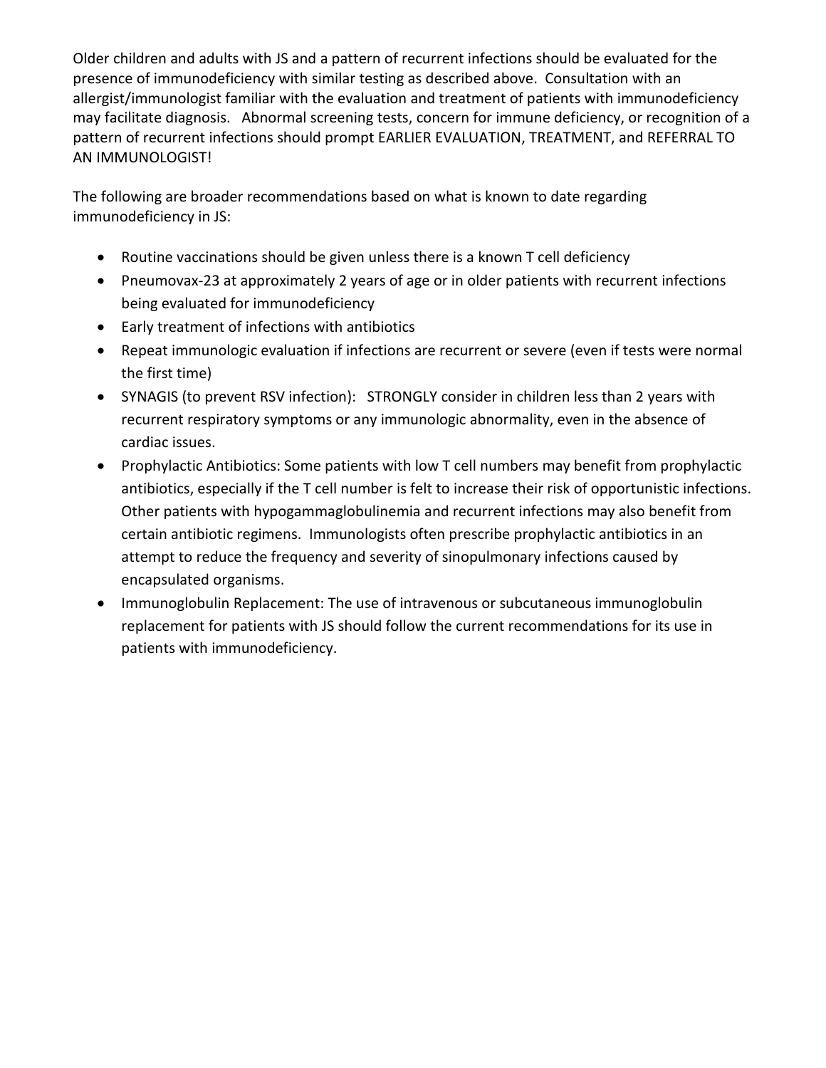Older children and adults with JS and a pattern of recurrent infections should be evaluated for the presence of immunodeficiency with similar testing as described above. Consultation with an allergist/immunologist familiar with the evaluation and treatment of patients with immunodeficiency may facilitate diagnosis. Abnormal screening tests, concern for immune deficiency, or recognition of a pattern of recurrent infections should prompt EARLIER EVALUATION, TREATMENT, and REFERRAL TO AN IMMUNOLOGIST!

The following are broader recommendations based on what is known to date regarding immunodeficiency in JS:

- Routine vaccinations should be given unless there is a known T cell deficiency
- Pneumovax-23 at approximately 2 years of age or in older patients with recurrent infections being evaluated for immunodeficiency
- Early treatment of infections with antibiotics
- Repeat immunologic evaluation if infections are recurrent or severe (even if tests were normal the first time)
- SYNAGIS (to prevent RSV infection): STRONGLY consider in children less than 2 years with recurrent respiratory symptoms or any immunologic abnormality, even in the absence of cardiac issues.
- Prophylactic Antibiotics: Some patients with low T cell numbers may benefit from prophylactic antibiotics, especially if the T cell number is felt to increase their risk of opportunistic infections. Other patients with hypogammaglobulinemia and recurrent infections may also benefit from certain antibiotic regimens. Immunologists often prescribe prophylactic antibiotics in an attempt to reduce the frequency and severity of sinopulmonary infections caused by encapsulated organisms.
- Immunoglobulin Replacement: The use of intravenous or subcutaneous immunoglobulin replacement for patients with JS should follow the current recommendations for its use in patients with immunodeficiency.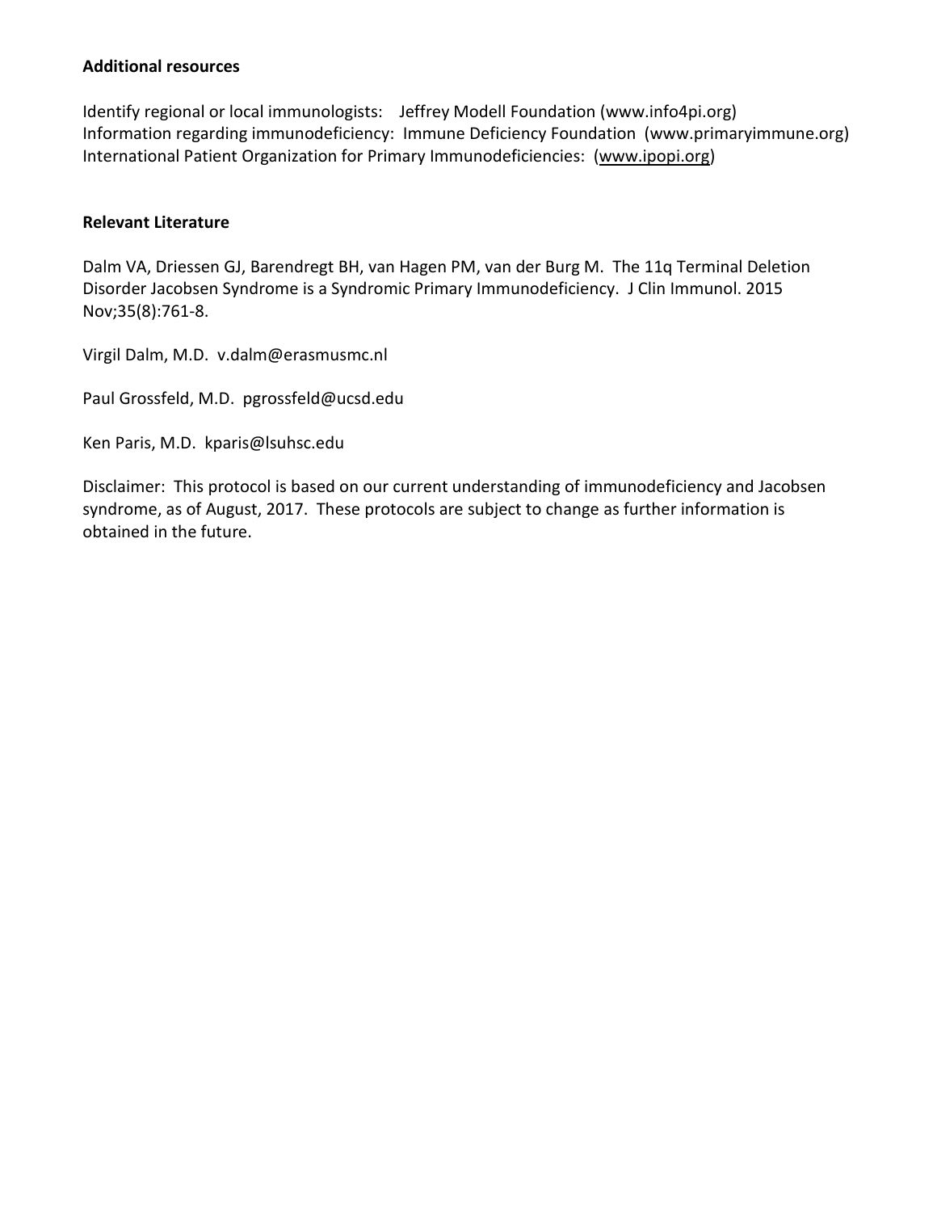**Additional resources**

Identify regional or local immunologists: Jeffrey Modell Foundation (www.info4pi.org)
Information regarding immunodeficiency: Immune Deficiency Foundation (www.primaryimmune.org)
International Patient Organization for Primary Immunodeficiencies: (www.ipopi.org)

**Relevant Literature**

Dalm VA, Driessen GJ, Barendregt BH, van Hagen PM, van der Burg M. The 11q Terminal Deletion Disorder Jacobsen Syndrome is a Syndromic Primary Immunodeficiency. J Clin Immunol. 2015 Nov;35(8):761-8.

Virgil Dalm, M.D. v.dalm@erasmusmc.nl

Paul Grossfeld, M.D. pgrossfeld@ucsd.edu

Ken Paris, M.D. kparis@lsuhsc.edu

Disclaimer: This protocol is based on our current understanding of immunodeficiency and Jacobsen syndrome, as of August, 2017. These protocols are subject to change as further information is obtained in the future.